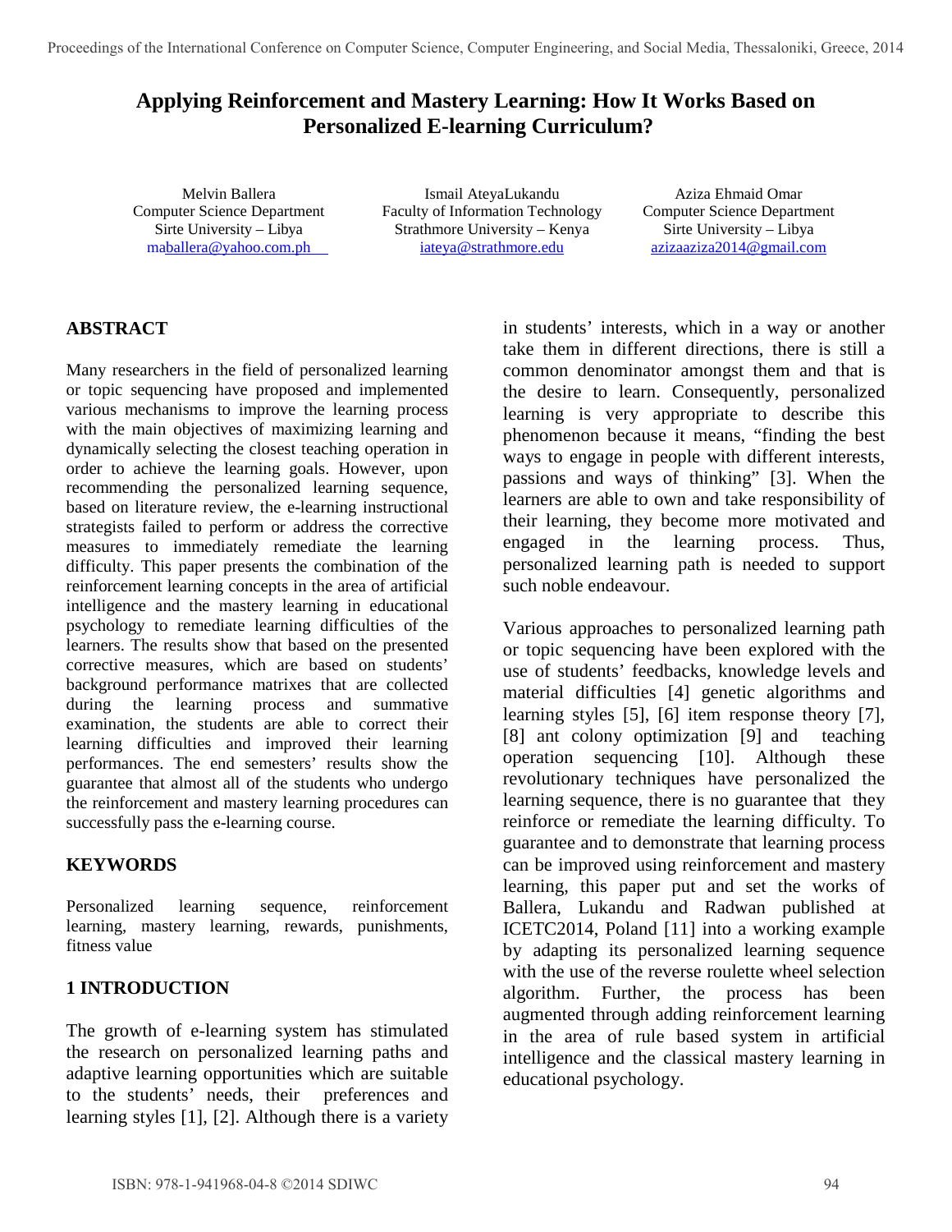# Applying Reinforcement and Mastery Learning: How It Works Based on Personalized E-learning Curriculum?

Melvin Ballera
Computer Science Department
Sirte University – Libya
maballera@yahoo.com.ph

Ismail AteyaLukandu
Faculty of Information Technology
Strathmore University – Kenya
iateya@strathmore.edu

Aziza Ehmaid Omar
Computer Science Department
Sirte University – Libya
azizaaziza2014@gmail.com

## ABSTRACT

Many researchers in the field of personalized learning or topic sequencing have proposed and implemented various mechanisms to improve the learning process with the main objectives of maximizing learning and dynamically selecting the closest teaching operation in order to achieve the learning goals. However, upon recommending the personalized learning sequence, based on literature review, the e-learning instructional strategists failed to perform or address the corrective measures to immediately remediate the learning difficulty. This paper presents the combination of the reinforcement learning concepts in the area of artificial intelligence and the mastery learning in educational psychology to remediate learning difficulties of the learners. The results show that based on the presented corrective measures, which are based on students' background performance matrixes that are collected during the learning process and summative examination, the students are able to correct their learning difficulties and improved their learning performances. The end semesters' results show the guarantee that almost all of the students who undergo the reinforcement and mastery learning procedures can successfully pass the e-learning course.

## KEYWORDS

Personalized learning sequence, reinforcement learning, mastery learning, rewards, punishments, fitness value

## 1 INTRODUCTION

The growth of e-learning system has stimulated the research on personalized learning paths and adaptive learning opportunities which are suitable to the students' needs, their preferences and learning styles [1], [2]. Although there is a variety in students' interests, which in a way or another take them in different directions, there is still a common denominator amongst them and that is the desire to learn. Consequently, personalized learning is very appropriate to describe this phenomenon because it means, "finding the best ways to engage in people with different interests, passions and ways of thinking" [3]. When the learners are able to own and take responsibility of their learning, they become more motivated and engaged in the learning process. Thus, personalized learning path is needed to support such noble endeavour.

Various approaches to personalized learning path or topic sequencing have been explored with the use of students' feedbacks, knowledge levels and material difficulties [4] genetic algorithms and learning styles [5], [6] item response theory [7], [8] ant colony optimization [9] and teaching operation sequencing [10]. Although these revolutionary techniques have personalized the learning sequence, there is no guarantee that they reinforce or remediate the learning difficulty. To guarantee and to demonstrate that learning process can be improved using reinforcement and mastery learning, this paper put and set the works of Ballera, Lukandu and Radwan published at ICETC2014, Poland [11] into a working example by adapting its personalized learning sequence with the use of the reverse roulette wheel selection algorithm. Further, the process has been augmented through adding reinforcement learning in the area of rule based system in artificial intelligence and the classical mastery learning in educational psychology.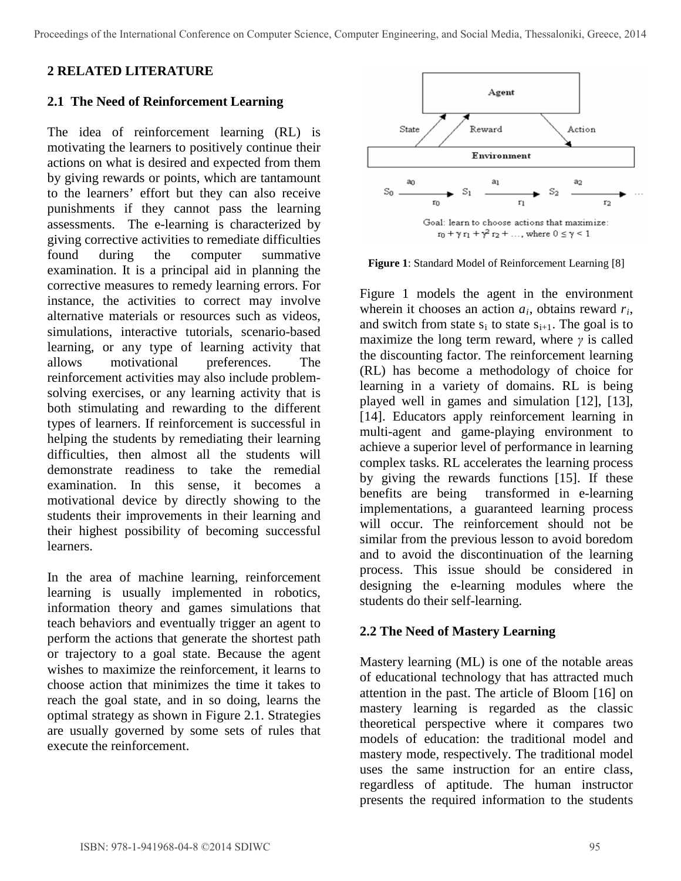## 2 RELATED LITERATURE

### 2.1 The Need of Reinforcement Learning

The idea of reinforcement learning (RL) is motivating the learners to positively continue their actions on what is desired and expected from them by giving rewards or points, which are tantamount to the learners' effort but they can also receive punishments if they cannot pass the learning assessments. The e-learning is characterized by giving corrective activities to remediate difficulties found during the computer summative examination. It is a principal aid in planning the corrective measures to remedy learning errors. For instance, the activities to correct may involve alternative materials or resources such as videos, simulations, interactive tutorials, scenario-based learning, or any type of learning activity that allows motivational preferences. The reinforcement activities may also include problem-solving exercises, or any learning activity that is both stimulating and rewarding to the different types of learners. If reinforcement is successful in helping the students by remediating their learning difficulties, then almost all the students will demonstrate readiness to take the remedial examination. In this sense, it becomes a motivational device by directly showing to the students their improvements in their learning and their highest possibility of becoming successful learners.

In the area of machine learning, reinforcement learning is usually implemented in robotics, information theory and games simulations that teach behaviors and eventually trigger an agent to perform the actions that generate the shortest path or trajectory to a goal state. Because the agent wishes to maximize the reinforcement, it learns to choose action that minimizes the time it takes to reach the goal state, and in so doing, learns the optimal strategy as shown in Figure 2.1. Strategies are usually governed by some sets of rules that execute the reinforcement.

Agent

State Reward Action

Environment

$S_0 \xrightarrow[r_0]{a_0} S_1 \xrightarrow[r_1]{a_1} S_2 \xrightarrow[r_2]{a_2} \ldots$

Goal: learn to choose actions that maximize: $r_0 + \gamma r_1 + \gamma^2 r_2 + \ldots$, where $0 \leq \gamma < 1$

**Figure 1**: Standard Model of Reinforcement Learning [8]

Figure 1 models the agent in the environment wherein it chooses an action $a_i$, obtains reward $r_i$, and switch from state $s_i$ to state $s_{i+1}$. The goal is to maximize the long term reward, where $\gamma$ is called the discounting factor. The reinforcement learning (RL) has become a methodology of choice for learning in a variety of domains. RL is being played well in games and simulation [12], [13], [14]. Educators apply reinforcement learning in multi-agent and game-playing environment to achieve a superior level of performance in learning complex tasks. RL accelerates the learning process by giving the rewards functions [15]. If these benefits are being transformed in e-learning implementations, a guaranteed learning process will occur. The reinforcement should not be similar from the previous lesson to avoid boredom and to avoid the discontinuation of the learning process. This issue should be considered in designing the e-learning modules where the students do their self-learning.

### 2.2 The Need of Mastery Learning

Mastery learning (ML) is one of the notable areas of educational technology that has attracted much attention in the past. The article of Bloom [16] on mastery learning is regarded as the classic theoretical perspective where it compares two models of education: the traditional model and mastery mode, respectively. The traditional model uses the same instruction for an entire class, regardless of aptitude. The human instructor presents the required information to the students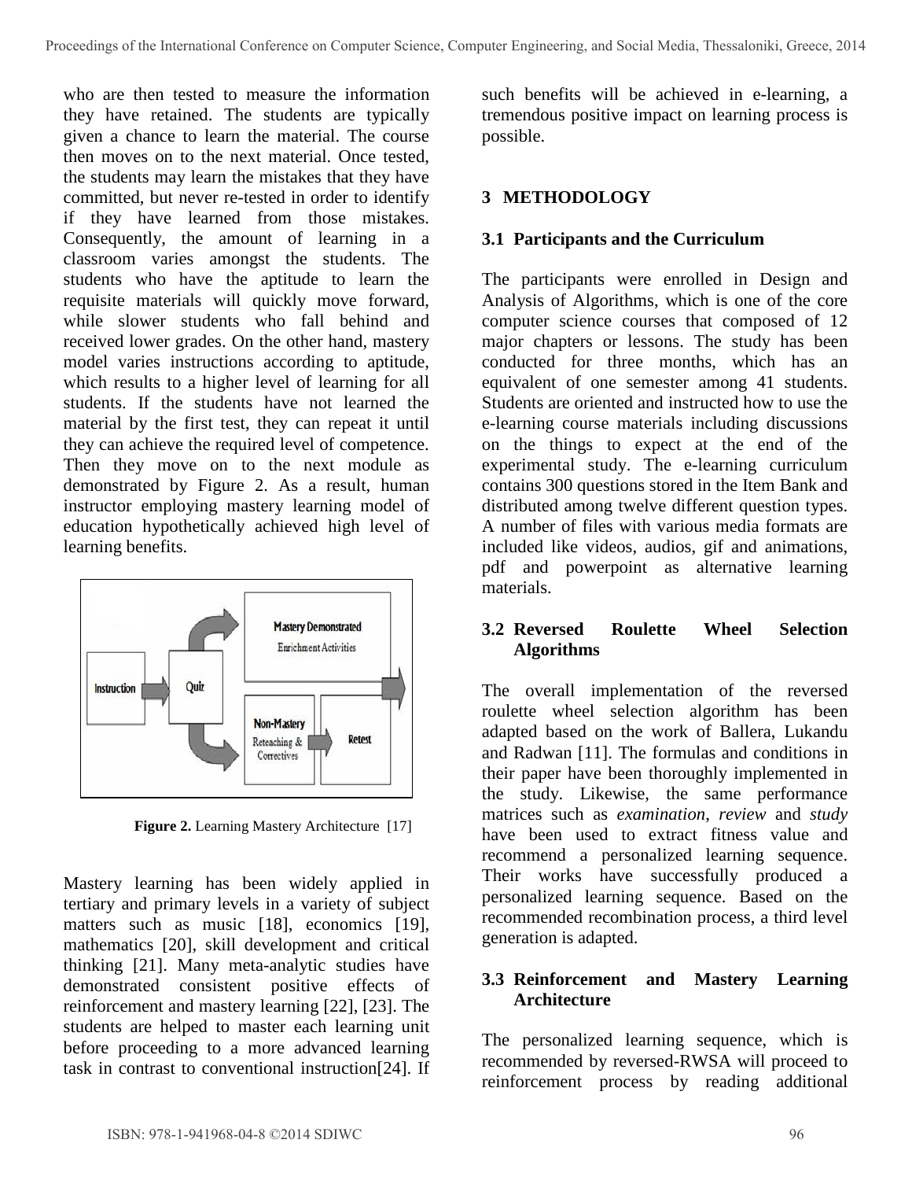who are then tested to measure the information they have retained. The students are typically given a chance to learn the material. The course then moves on to the next material. Once tested, the students may learn the mistakes that they have committed, but never re-tested in order to identify if they have learned from those mistakes. Consequently, the amount of learning in a classroom varies amongst the students. The students who have the aptitude to learn the requisite materials will quickly move forward, while slower students who fall behind and received lower grades. On the other hand, mastery model varies instructions according to aptitude, which results to a higher level of learning for all students. If the students have not learned the material by the first test, they can repeat it until they can achieve the required level of competence. Then they move on to the next module as demonstrated by Figure 2. As a result, human instructor employing mastery learning model of education hypothetically achieved high level of learning benefits.

**Figure 2.** Learning Mastery Architecture [17]

Mastery learning has been widely applied in tertiary and primary levels in a variety of subject matters such as music [18], economics [19], mathematics [20], skill development and critical thinking [21]. Many meta-analytic studies have demonstrated consistent positive effects of reinforcement and mastery learning [22], [23]. The students are helped to master each learning unit before proceeding to a more advanced learning task in contrast to conventional instruction[24]. If such benefits will be achieved in e-learning, a tremendous positive impact on learning process is possible.

## 3 METHODOLOGY

### 3.1 Participants and the Curriculum

The participants were enrolled in Design and Analysis of Algorithms, which is one of the core computer science courses that composed of 12 major chapters or lessons. The study has been conducted for three months, which has an equivalent of one semester among 41 students. Students are oriented and instructed how to use the e-learning course materials including discussions on the things to expect at the end of the experimental study. The e-learning curriculum contains 300 questions stored in the Item Bank and distributed among twelve different question types. A number of files with various media formats are included like videos, audios, gif and animations, pdf and powerpoint as alternative learning materials.

### 3.2 Reversed Roulette Wheel Selection Algorithms

The overall implementation of the reversed roulette wheel selection algorithm has been adapted based on the work of Ballera, Lukandu and Radwan [11]. The formulas and conditions in their paper have been thoroughly implemented in the study. Likewise, the same performance matrices such as *examination*, *review* and *study* have been used to extract fitness value and recommend a personalized learning sequence. Their works have successfully produced a personalized learning sequence. Based on the recommended recombination process, a third level generation is adapted.

### 3.3 Reinforcement and Mastery Learning Architecture

The personalized learning sequence, which is recommended by reversed-RWSA will proceed to reinforcement process by reading additional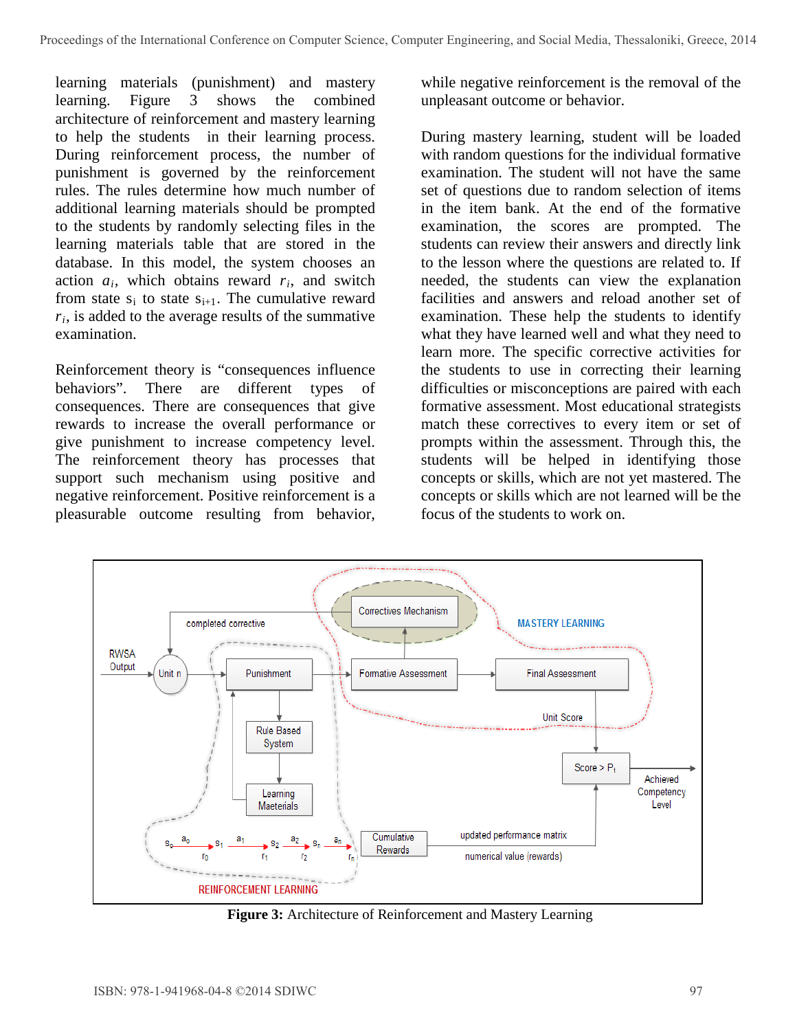learning materials (punishment) and mastery learning. Figure 3 shows the combined architecture of reinforcement and mastery learning to help the students in their learning process. During reinforcement process, the number of punishment is governed by the reinforcement rules. The rules determine how much number of additional learning materials should be prompted to the students by randomly selecting files in the learning materials table that are stored in the database. In this model, the system chooses an action $a_i$, which obtains reward $r_i$, and switch from state $s_i$ to state $s_{i+1}$. The cumulative reward $r_i$, is added to the average results of the summative examination.

Reinforcement theory is "consequences influence behaviors". There are different types of consequences. There are consequences that give rewards to increase the overall performance or give punishment to increase competency level. The reinforcement theory has processes that support such mechanism using positive and negative reinforcement. Positive reinforcement is a pleasurable outcome resulting from behavior, while negative reinforcement is the removal of the unpleasant outcome or behavior.

During mastery learning, student will be loaded with random questions for the individual formative examination. The student will not have the same set of questions due to random selection of items in the item bank. At the end of the formative examination, the scores are prompted. The students can review their answers and directly link to the lesson where the questions are related to. If needed, the students can view the explanation facilities and answers and reload another set of examination. These help the students to identify what they have learned well and what they need to learn more. The specific corrective activities for the students to use in correcting their learning difficulties or misconceptions are paired with each formative assessment. Most educational strategists match these correctives to every item or set of prompts within the assessment. Through this, the students will be helped in identifying those concepts or skills, which are not yet mastered. The concepts or skills which are not learned will be the focus of the students to work on.

**Figure 3:** Architecture of Reinforcement and Mastery Learning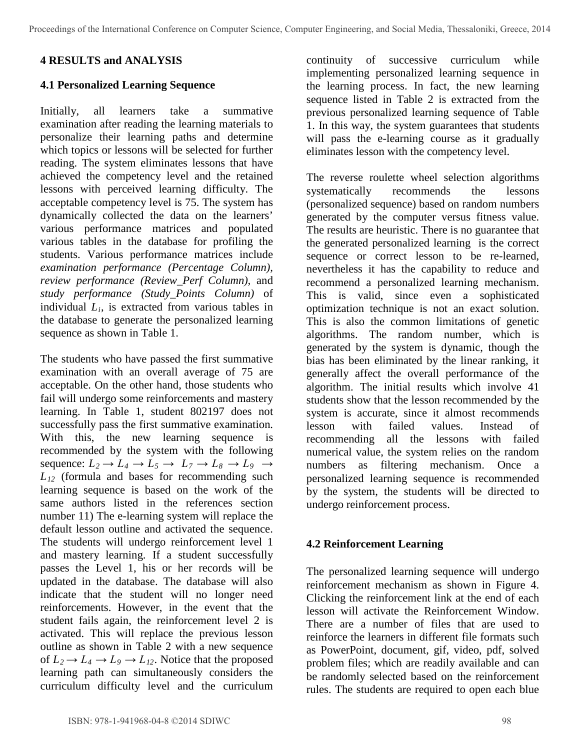## 4 RESULTS and ANALYSIS

### 4.1 Personalized Learning Sequence

Initially, all learners take a summative examination after reading the learning materials to personalize their learning paths and determine which topics or lessons will be selected for further reading. The system eliminates lessons that have achieved the competency level and the retained lessons with perceived learning difficulty. The acceptable competency level is 75. The system has dynamically collected the data on the learners' various performance matrices and populated various tables in the database for profiling the students. Various performance matrices include *examination performance (Percentage Column)*, *review performance (Review_Perf Column)*, and *study performance (Study_Points Column)* of individual $L_i$, is extracted from various tables in the database to generate the personalized learning sequence as shown in Table 1.

The students who have passed the first summative examination with an overall average of 75 are acceptable. On the other hand, those students who fail will undergo some reinforcements and mastery learning. In Table 1, student 802197 does not successfully pass the first summative examination. With this, the new learning sequence is recommended by the system with the following sequence: $L_2 \rightarrow L_4 \rightarrow L_5 \rightarrow L_7 \rightarrow L_8 \rightarrow L_9 \rightarrow L_{12}$ (formula and bases for recommending such learning sequence is based on the work of the same authors listed in the references section number 11) The e-learning system will replace the default lesson outline and activated the sequence. The students will undergo reinforcement level 1 and mastery learning. If a student successfully passes the Level 1, his or her records will be updated in the database. The database will also indicate that the student will no longer need reinforcements. However, in the event that the student fails again, the reinforcement level 2 is activated. This will replace the previous lesson outline as shown in Table 2 with a new sequence of $L_2 \rightarrow L_4 \rightarrow L_9 \rightarrow L_{12}$. Notice that the proposed learning path can simultaneously considers the curriculum difficulty level and the curriculum continuity of successive curriculum while implementing personalized learning sequence in the learning process. In fact, the new learning sequence listed in Table 2 is extracted from the previous personalized learning sequence of Table 1. In this way, the system guarantees that students will pass the e-learning course as it gradually eliminates lesson with the competency level.

The reverse roulette wheel selection algorithms systematically recommends the lessons (personalized sequence) based on random numbers generated by the computer versus fitness value. The results are heuristic. There is no guarantee that the generated personalized learning is the correct sequence or correct lesson to be re-learned, nevertheless it has the capability to reduce and recommend a personalized learning mechanism. This is valid, since even a sophisticated optimization technique is not an exact solution. This is also the common limitations of genetic algorithms. The random number, which is generated by the system is dynamic, though the bias has been eliminated by the linear ranking, it generally affect the overall performance of the algorithm. The initial results which involve 41 students show that the lesson recommended by the system is accurate, since it almost recommends lesson with failed values. Instead of recommending all the lessons with failed numerical value, the system relies on the random numbers as filtering mechanism. Once a personalized learning sequence is recommended by the system, the students will be directed to undergo reinforcement process.

### 4.2 Reinforcement Learning

The personalized learning sequence will undergo reinforcement mechanism as shown in Figure 4. Clicking the reinforcement link at the end of each lesson will activate the Reinforcement Window. There are a number of files that are used to reinforce the learners in different file formats such as PowerPoint, document, gif, video, pdf, solved problem files; which are readily available and can be randomly selected based on the reinforcement rules. The students are required to open each blue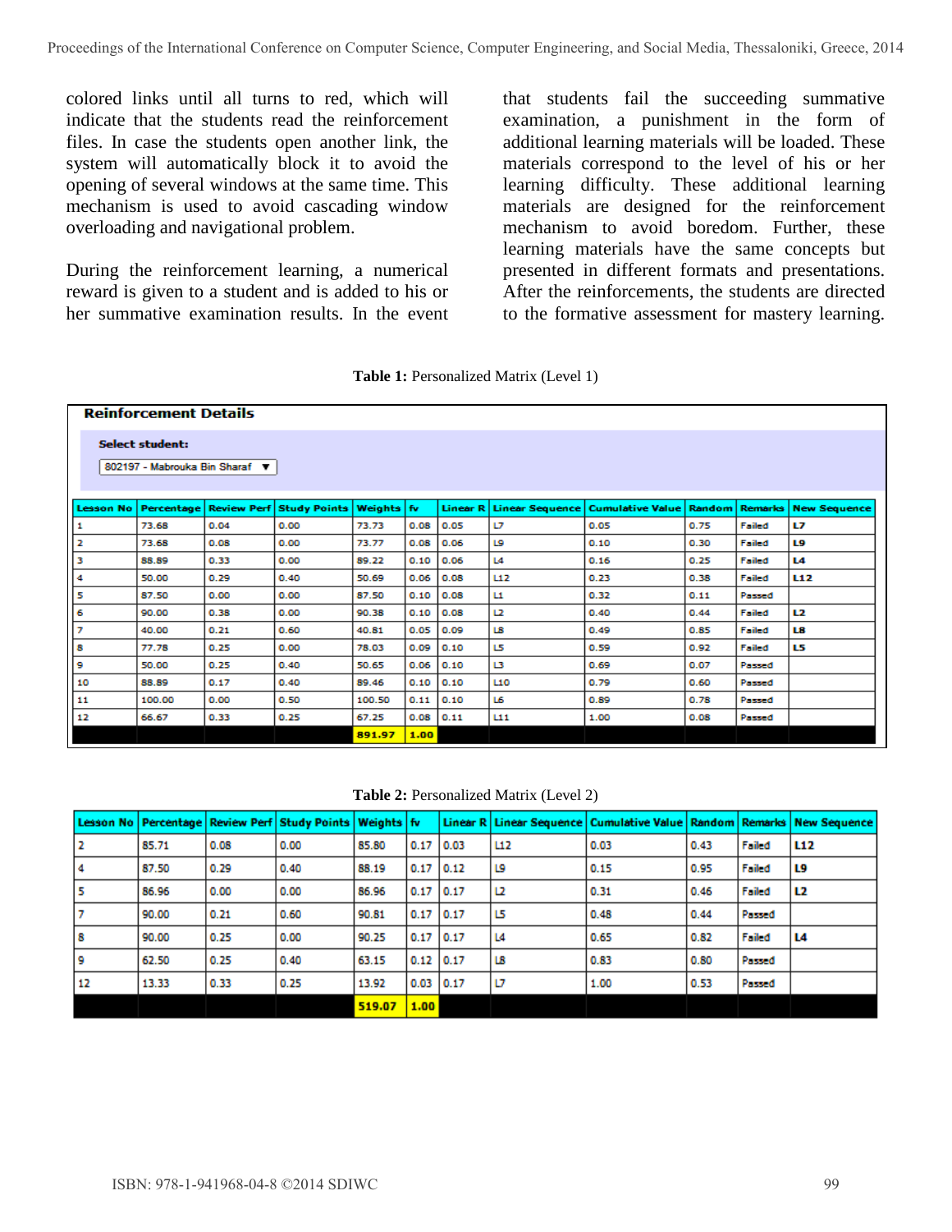colored links until all turns to red, which will indicate that the students read the reinforcement files. In case the students open another link, the system will automatically block it to avoid the opening of several windows at the same time. This mechanism is used to avoid cascading window overloading and navigational problem.

During the reinforcement learning, a numerical reward is given to a student and is added to his or her summative examination results. In the event that students fail the succeeding summative examination, a punishment in the form of additional learning materials will be loaded. These materials correspond to the level of his or her learning difficulty. These additional learning materials are designed for the reinforcement mechanism to avoid boredom. Further, these learning materials have the same concepts but presented in different formats and presentations. After the reinforcements, the students are directed to the formative assessment for mastery learning.

**Table 1:** Personalized Matrix (Level 1)

**Reinforcement Details**

**Select student:** 802197 - Mabrouka Bin Sharaf

| Lesson No | Percentage | Review Perf | Study Points | Weights | fv | Linear R | Linear Sequence | Cumulative Value | Random | Remarks | New Sequence |
|---|---|---|---|---|---|---|---|---|---|---|---|
| 1 | 73.68 | 0.04 | 0.00 | 73.73 | 0.08 | 0.05 | L7 | 0.05 | 0.75 | Failed | **L7** |
| 2 | 73.68 | 0.08 | 0.00 | 73.77 | 0.08 | 0.06 | L9 | 0.10 | 0.30 | Failed | **L9** |
| 3 | 88.89 | 0.33 | 0.00 | 89.22 | 0.10 | 0.06 | L4 | 0.16 | 0.25 | Failed | **L4** |
| 4 | 50.00 | 0.29 | 0.40 | 50.69 | 0.06 | 0.08 | L12 | 0.23 | 0.38 | Failed | **L12** |
| 5 | 87.50 | 0.00 | 0.00 | 87.50 | 0.10 | 0.08 | L1 | 0.32 | 0.11 | Passed | |
| 6 | 90.00 | 0.38 | 0.00 | 90.38 | 0.10 | 0.08 | L2 | 0.40 | 0.44 | Failed | **L2** |
| 7 | 40.00 | 0.21 | 0.60 | 40.81 | 0.05 | 0.09 | L8 | 0.49 | 0.85 | Failed | **L8** |
| 8 | 77.78 | 0.25 | 0.00 | 78.03 | 0.09 | 0.10 | L5 | 0.59 | 0.92 | Failed | **L5** |
| 9 | 50.00 | 0.25 | 0.40 | 50.65 | 0.06 | 0.10 | L3 | 0.69 | 0.07 | Passed | |
| 10 | 88.89 | 0.17 | 0.40 | 89.46 | 0.10 | 0.10 | L10 | 0.79 | 0.60 | Passed | |
| 11 | 100.00 | 0.00 | 0.50 | 100.50 | 0.11 | 0.10 | L6 | 0.89 | 0.78 | Passed | |
| 12 | 66.67 | 0.33 | 0.25 | 67.25 | 0.08 | 0.11 | L11 | 1.00 | 0.08 | Passed | |
| | | | | 891.97 | 1.00 | | | | | | |

**Table 2:** Personalized Matrix (Level 2)

| Lesson No | Percentage | Review Perf | Study Points | Weights | fv | Linear R | Linear Sequence | Cumulative Value | Random | Remarks | New Sequence |
|---|---|---|---|---|---|---|---|---|---|---|---|
| 2 | 85.71 | 0.08 | 0.00 | 85.80 | 0.17 | 0.03 | L12 | 0.03 | 0.43 | Failed | **L12** |
| 4 | 87.50 | 0.29 | 0.40 | 88.19 | 0.17 | 0.12 | L9 | 0.15 | 0.95 | Failed | **L9** |
| 5 | 86.96 | 0.00 | 0.00 | 86.96 | 0.17 | 0.17 | L2 | 0.31 | 0.46 | Failed | **L2** |
| 7 | 90.00 | 0.21 | 0.60 | 90.81 | 0.17 | 0.17 | L5 | 0.48 | 0.44 | Passed | |
| 8 | 90.00 | 0.25 | 0.00 | 90.25 | 0.17 | 0.17 | L4 | 0.65 | 0.82 | Failed | **L4** |
| 9 | 62.50 | 0.25 | 0.40 | 63.15 | 0.12 | 0.17 | L8 | 0.83 | 0.80 | Passed | |
| 12 | 13.33 | 0.33 | 0.25 | 13.92 | 0.03 | 0.17 | L7 | 1.00 | 0.53 | Passed | |
| | | | | 519.07 | 1.00 | | | | | | |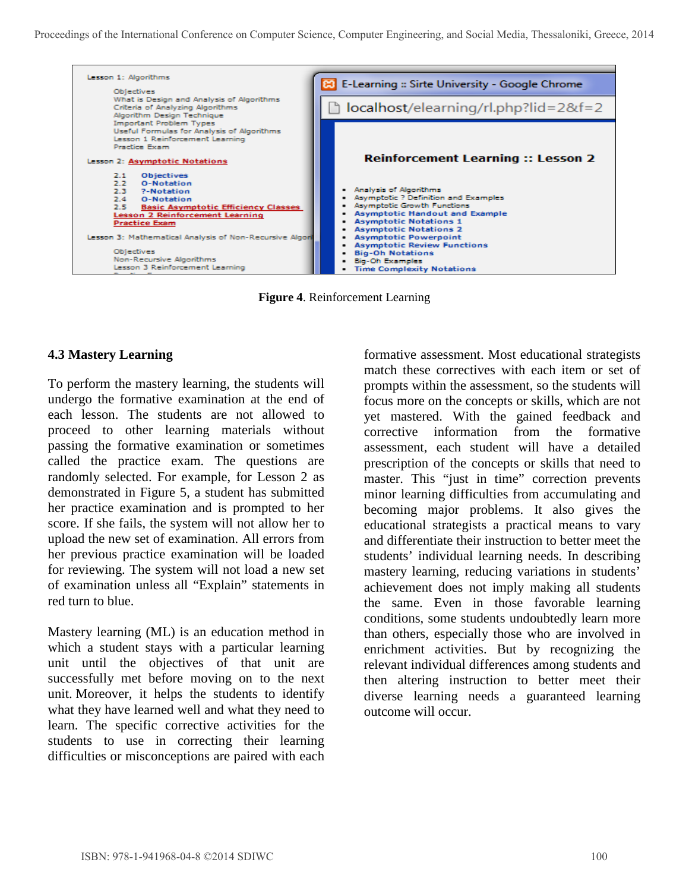Lesson 1: Algorithms

Objectives
What is Design and Analysis of Algorithms
Criteria of Analyzing Algorithms
Algorithm Design Technique
Important Problem Types
Useful Formulas for Analysis of Algorithms
Lesson 1 Reinforcement Learning
Practice Exam

Lesson 2: Asymptotic Notations

2.1 Objectives
2.2 O-Notation
2.3 ?-Notation
2.4 O-Notation
2.5 Basic Asymptotic Efficiency Classes
Lesson 2 Reinforcement Learning
Practice Exam

Lesson 3: Mathematical Analysis of Non-Recursive Algori

Objectives
Non-Recursive Algorithms
Lesson 3 Reinforcement Learning

E-Learning :: Sirte University - Google Chrome

localhost/elearning/rl.php?lid=2&f=2

**Reinforcement Learning :: Lesson 2**

- Analysis of Algorithms
- Asymptotic ? Definition and Examples
- Asymptotic Growth Functions
- Asymptotic Handout and Example
- Asymptotic Notations 1
- Asymptotic Notations 2
- Asymptotic Powerpoint
- Asymptotic Review Functions
- Big-Oh Notations
- Big-Oh Examples
- Time Complexity Notations

**Figure 4**. Reinforcement Learning

### 4.3 Mastery Learning

To perform the mastery learning, the students will undergo the formative examination at the end of each lesson. The students are not allowed to proceed to other learning materials without passing the formative examination or sometimes called the practice exam. The questions are randomly selected. For example, for Lesson 2 as demonstrated in Figure 5, a student has submitted her practice examination and is prompted to her score. If she fails, the system will not allow her to upload the new set of examination. All errors from her previous practice examination will be loaded for reviewing. The system will not load a new set of examination unless all "Explain" statements in red turn to blue.

Mastery learning (ML) is an education method in which a student stays with a particular learning unit until the objectives of that unit are successfully met before moving on to the next unit. Moreover, it helps the students to identify what they have learned well and what they need to learn. The specific corrective activities for the students to use in correcting their learning difficulties or misconceptions are paired with each formative assessment. Most educational strategists match these correctives with each item or set of prompts within the assessment, so the students will focus more on the concepts or skills, which are not yet mastered. With the gained feedback and corrective information from the formative assessment, each student will have a detailed prescription of the concepts or skills that need to master. This "just in time" correction prevents minor learning difficulties from accumulating and becoming major problems. It also gives the educational strategists a practical means to vary and differentiate their instruction to better meet the students' individual learning needs. In describing mastery learning, reducing variations in students' achievement does not imply making all students the same. Even in those favorable learning conditions, some students undoubtedly learn more than others, especially those who are involved in enrichment activities. But by recognizing the relevant individual differences among students and then altering instruction to better meet their diverse learning needs a guaranteed learning outcome will occur.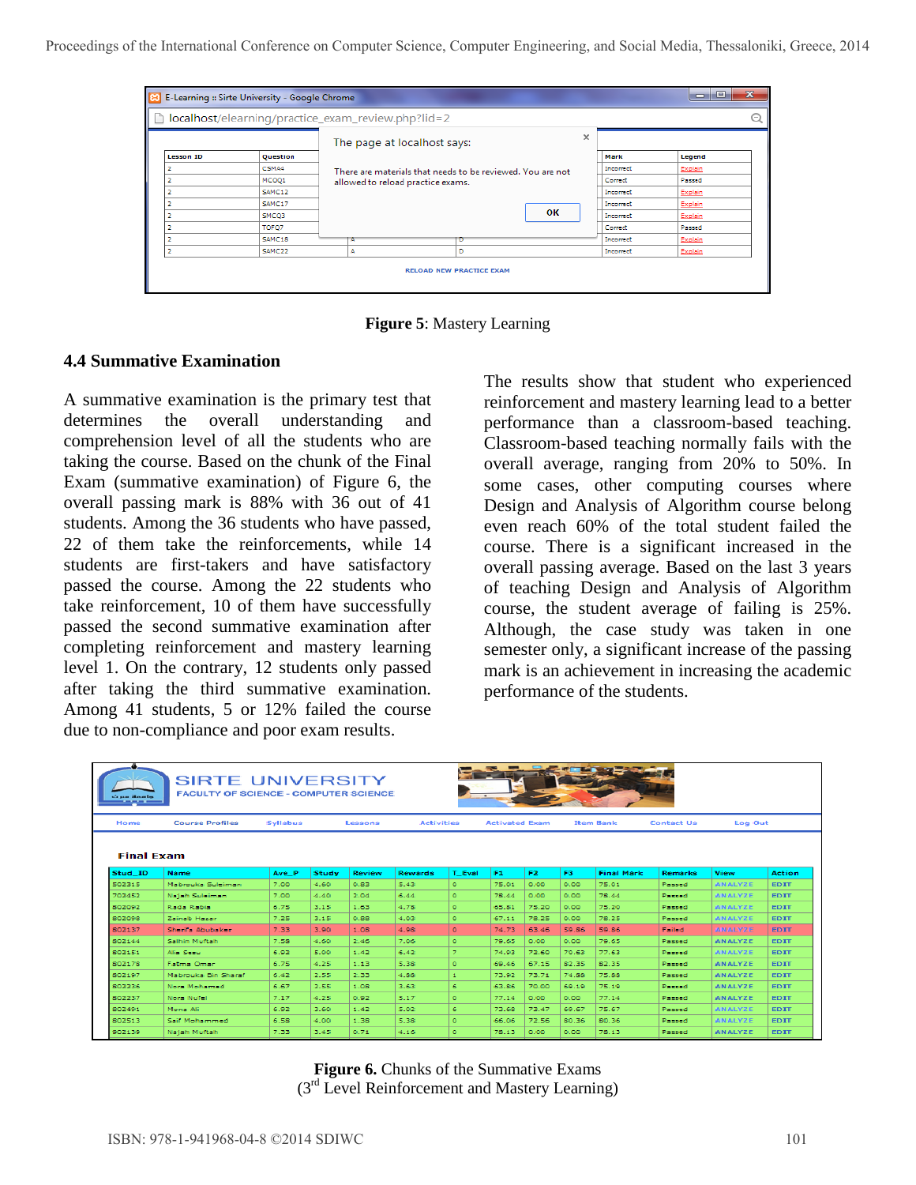**Figure 5**: Mastery Learning

### 4.4 Summative Examination

A summative examination is the primary test that determines the overall understanding and comprehension level of all the students who are taking the course. Based on the chunk of the Final Exam (summative examination) of Figure 6, the overall passing mark is 88% with 36 out of 41 students. Among the 36 students who have passed, 22 of them take the reinforcements, while 14 students are first-takers and have satisfactory passed the course. Among the 22 students who take reinforcement, 10 of them have successfully passed the second summative examination after completing reinforcement and mastery learning level 1. On the contrary, 12 students only passed after taking the third summative examination. Among 41 students, 5 or 12% failed the course due to non-compliance and poor exam results.

The results show that student who experienced reinforcement and mastery learning lead to a better performance than a classroom-based teaching. Classroom-based teaching normally fails with the overall average, ranging from 20% to 50%. In some cases, other computing courses where Design and Analysis of Algorithm course belong even reach 60% of the total student failed the course. There is a significant increased in the overall passing average. Based on the last 3 years of teaching Design and Analysis of Algorithm course, the student average of failing is 25%. Although, the case study was taken in one semester only, a significant increase of the passing mark is an achievement in increasing the academic performance of the students.

**Figure 6.** Chunks of the Summative Exams
(3rd Level Reinforcement and Mastery Learning)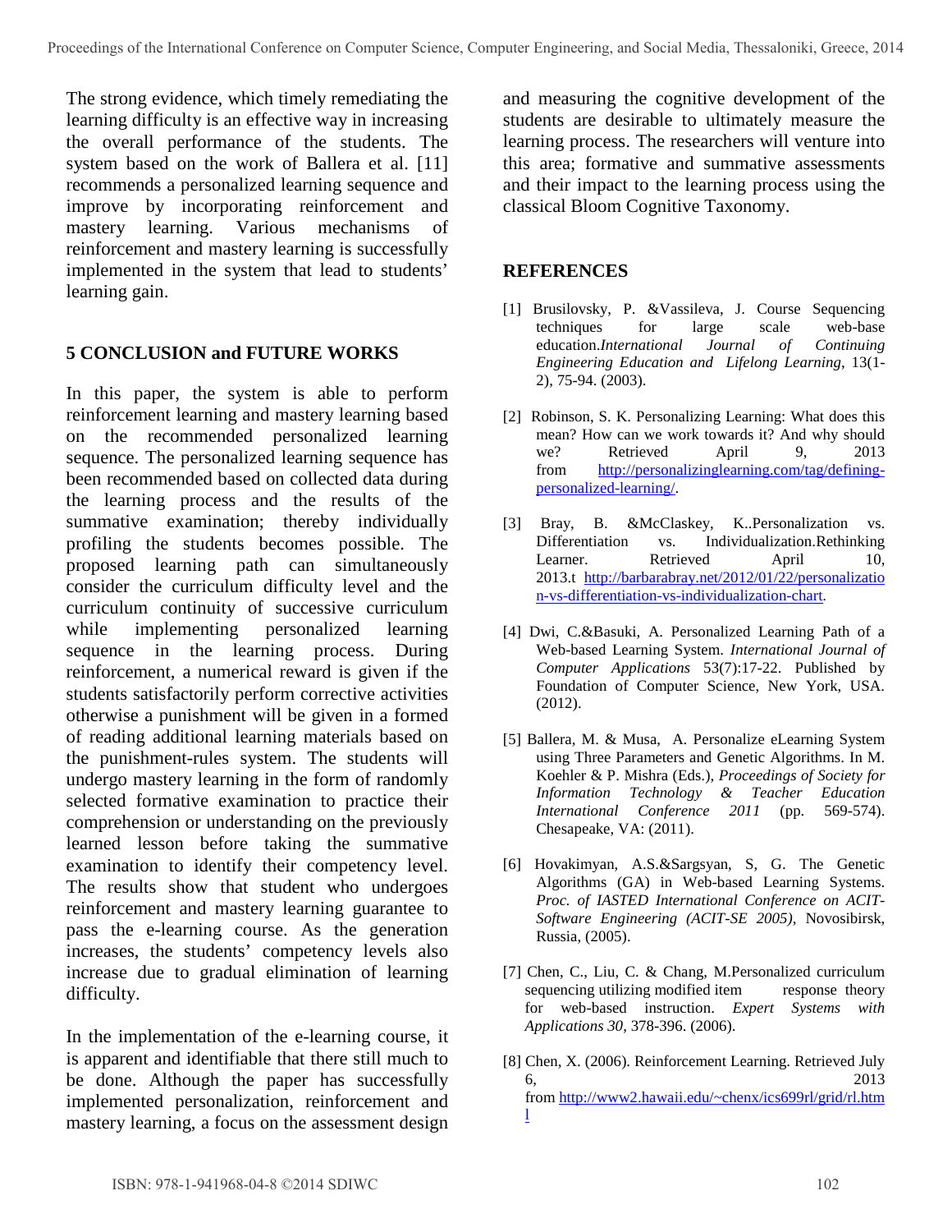The strong evidence, which timely remediating the learning difficulty is an effective way in increasing the overall performance of the students. The system based on the work of Ballera et al. [11] recommends a personalized learning sequence and improve by incorporating reinforcement and mastery learning. Various mechanisms of reinforcement and mastery learning is successfully implemented in the system that lead to students' learning gain.

## 5 CONCLUSION and FUTURE WORKS

In this paper, the system is able to perform reinforcement learning and mastery learning based on the recommended personalized learning sequence. The personalized learning sequence has been recommended based on collected data during the learning process and the results of the summative examination; thereby individually profiling the students becomes possible. The proposed learning path can simultaneously consider the curriculum difficulty level and the curriculum continuity of successive curriculum while implementing personalized learning sequence in the learning process. During reinforcement, a numerical reward is given if the students satisfactorily perform corrective activities otherwise a punishment will be given in a formed of reading additional learning materials based on the punishment-rules system. The students will undergo mastery learning in the form of randomly selected formative examination to practice their comprehension or understanding on the previously learned lesson before taking the summative examination to identify their competency level. The results show that student who undergoes reinforcement and mastery learning guarantee to pass the e-learning course. As the generation increases, the students' competency levels also increase due to gradual elimination of learning difficulty.

In the implementation of the e-learning course, it is apparent and identifiable that there still much to be done. Although the paper has successfully implemented personalization, reinforcement and mastery learning, a focus on the assessment design and measuring the cognitive development of the students are desirable to ultimately measure the learning process. The researchers will venture into this area; formative and summative assessments and their impact to the learning process using the classical Bloom Cognitive Taxonomy.

## REFERENCES

[1] Brusilovsky, P. &Vassileva, J. Course Sequencing techniques for large scale web-base education.*International Journal of Continuing Engineering Education and Lifelong Learning*, 13(1-2), 75-94. (2003).

[2] Robinson, S. K. Personalizing Learning: What does this mean? How can we work towards it? And why should we? Retrieved April 9, 2013 from http://personalizinglearning.com/tag/defining-personalized-learning/.

[3] Bray, B. &McClaskey, K..Personalization vs. Differentiation vs. Individualization.Rethinking Learner. Retrieved April 10, 2013.t http://barbarabray.net/2012/01/22/personalization-vs-differentiation-vs-individualization-chart.

[4] Dwi, C.&Basuki, A. Personalized Learning Path of a Web-based Learning System. *International Journal of Computer Applications* 53(7):17-22. Published by Foundation of Computer Science, New York, USA. (2012).

[5] Ballera, M. & Musa, A. Personalize eLearning System using Three Parameters and Genetic Algorithms. In M. Koehler & P. Mishra (Eds.), *Proceedings of Society for Information Technology & Teacher Education International Conference 2011* (pp. 569-574). Chesapeake, VA: (2011).

[6] Hovakimyan, A.S.&Sargsyan, S, G. The Genetic Algorithms (GA) in Web-based Learning Systems. *Proc. of IASTED International Conference on ACIT-Software Engineering (ACIT-SE 2005)*, Novosibirsk, Russia, (2005).

[7] Chen, C., Liu, C. & Chang, M.Personalized curriculum sequencing utilizing modified item response theory for web-based instruction. *Expert Systems with Applications 30*, 378-396. (2006).

[8] Chen, X. (2006). Reinforcement Learning. Retrieved July 6, 2013 from http://www2.hawaii.edu/~chenx/ics699rl/grid/rl.html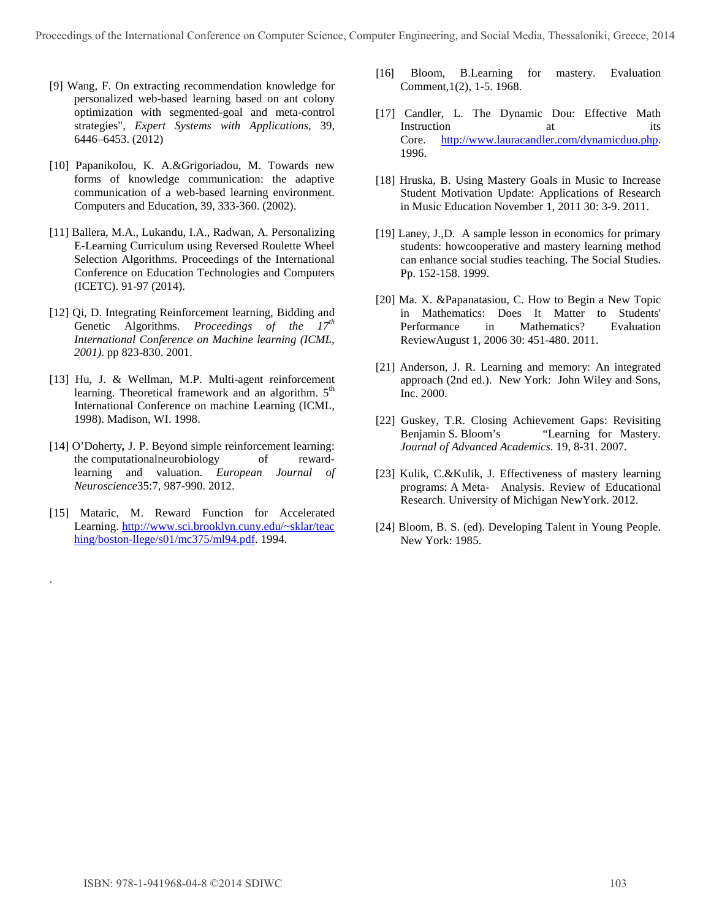[9] Wang, F. On extracting recommendation knowledge for personalized web-based learning based on ant colony optimization with segmented-goal and meta-control strategies", *Expert Systems with Applications*, 39, 6446–6453. (2012)

[10] Papanikolou, K. A.&Grigoriadou, M. Towards new forms of knowledge communication: the adaptive communication of a web-based learning environment. Computers and Education, 39, 333-360. (2002).

[11] Ballera, M.A., Lukandu, I.A., Radwan, A. Personalizing E-Learning Curriculum using Reversed Roulette Wheel Selection Algorithms. Proceedings of the International Conference on Education Technologies and Computers (ICETC). 91-97 (2014).

[12] Qi, D. Integrating Reinforcement learning, Bidding and Genetic Algorithms. *Proceedings of the 17th International Conference on Machine learning (ICML, 2001).* pp 823-830. 2001.

[13] Hu, J. & Wellman, M.P. Multi-agent reinforcement learning. Theoretical framework and an algorithm. 5th International Conference on machine Learning (ICML, 1998). Madison, WI. 1998.

[14] O'Doherty**,** J. P. Beyond simple reinforcement learning: the computationalneurobiology of reward-learning and valuation. *European Journal of Neuroscience*35:7, 987-990. 2012.

[15] Mataric, M. Reward Function for Accelerated Learning. http://www.sci.brooklyn.cuny.edu/~sklar/teaching/boston-llege/s01/mc375/ml94.pdf. 1994.

[16] Bloom, B.Learning for mastery. Evaluation Comment,1(2), 1-5. 1968.

[17] Candler, L. The Dynamic Dou: Effective Math Instruction at its Core. http://www.lauracandler.com/dynamicduo.php. 1996.

[18] Hruska, B. Using Mastery Goals in Music to Increase Student Motivation Update: Applications of Research in Music Education November 1, 2011 30: 3-9. 2011.

[19] Laney, J.,D. A sample lesson in economics for primary students: howcooperative and mastery learning method can enhance social studies teaching. The Social Studies. Pp. 152-158. 1999.

[20] Ma. X. &Papanatasiou, C. How to Begin a New Topic in Mathematics: Does It Matter to Students' Performance in Mathematics? Evaluation ReviewAugust 1, 2006 30: 451-480. 2011.

[21] Anderson, J. R. Learning and memory: An integrated approach (2nd ed.). New York: John Wiley and Sons, Inc. 2000.

[22] Guskey, T.R. Closing Achievement Gaps: Revisiting Benjamin S. Bloom's "Learning for Mastery. *Journal of Advanced Academics*. 19, 8-31. 2007.

[23] Kulik, C.&Kulik, J. Effectiveness of mastery learning programs: A Meta- Analysis. Review of Educational Research. University of Michigan NewYork. 2012.

[24] Bloom, B. S. (ed). Developing Talent in Young People. New York: 1985.